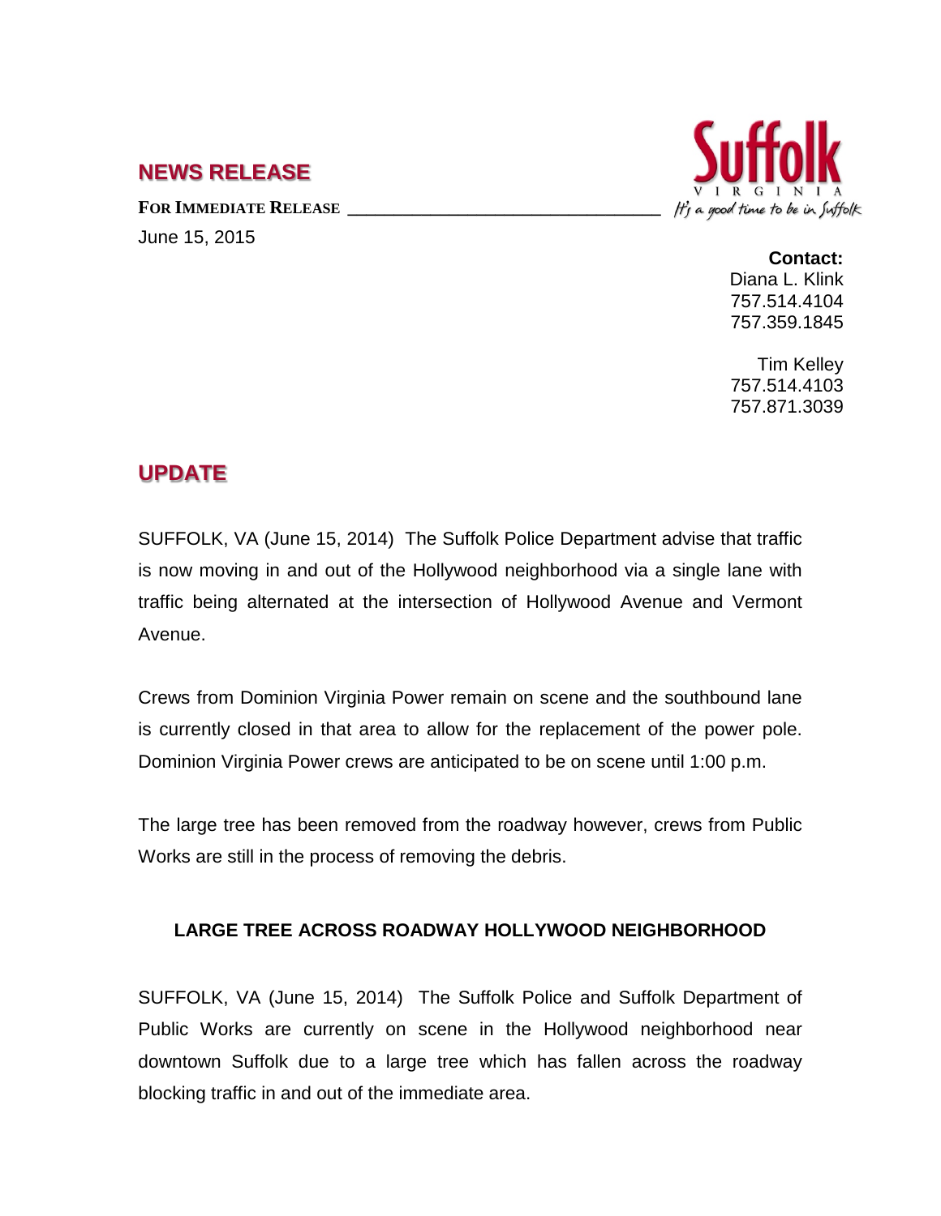## NEWS RELEASE

**FOR IMMEDIATE RELEASE**

June 15, 2015

Suffolk
VIRGINIA
*It's a good time to be in Suffolk*

**Contact:**
Diana L. Klink
757.514.4104
757.359.1845

Tim Kelley
757.514.4103
757.871.3039

## UPDATE

SUFFOLK, VA (June 15, 2014) The Suffolk Police Department advise that traffic is now moving in and out of the Hollywood neighborhood via a single lane with traffic being alternated at the intersection of Hollywood Avenue and Vermont Avenue.

Crews from Dominion Virginia Power remain on scene and the southbound lane is currently closed in that area to allow for the replacement of the power pole. Dominion Virginia Power crews are anticipated to be on scene until 1:00 p.m.

The large tree has been removed from the roadway however, crews from Public Works are still in the process of removing the debris.

### LARGE TREE ACROSS ROADWAY HOLLYWOOD NEIGHBORHOOD

SUFFOLK, VA (June 15, 2014) The Suffolk Police and Suffolk Department of Public Works are currently on scene in the Hollywood neighborhood near downtown Suffolk due to a large tree which has fallen across the roadway blocking traffic in and out of the immediate area.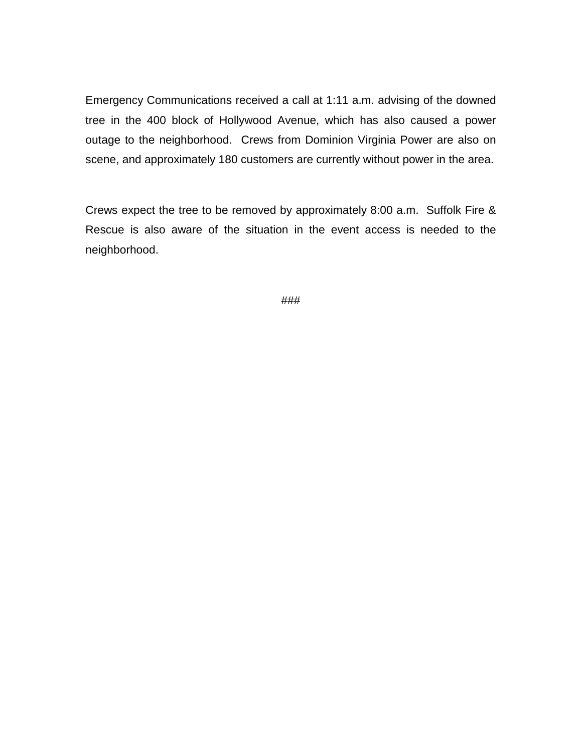Emergency Communications received a call at 1:11 a.m. advising of the downed tree in the 400 block of Hollywood Avenue, which has also caused a power outage to the neighborhood.  Crews from Dominion Virginia Power are also on scene, and approximately 180 customers are currently without power in the area.

Crews expect the tree to be removed by approximately 8:00 a.m.  Suffolk Fire & Rescue is also aware of the situation in the event access is needed to the neighborhood.

###